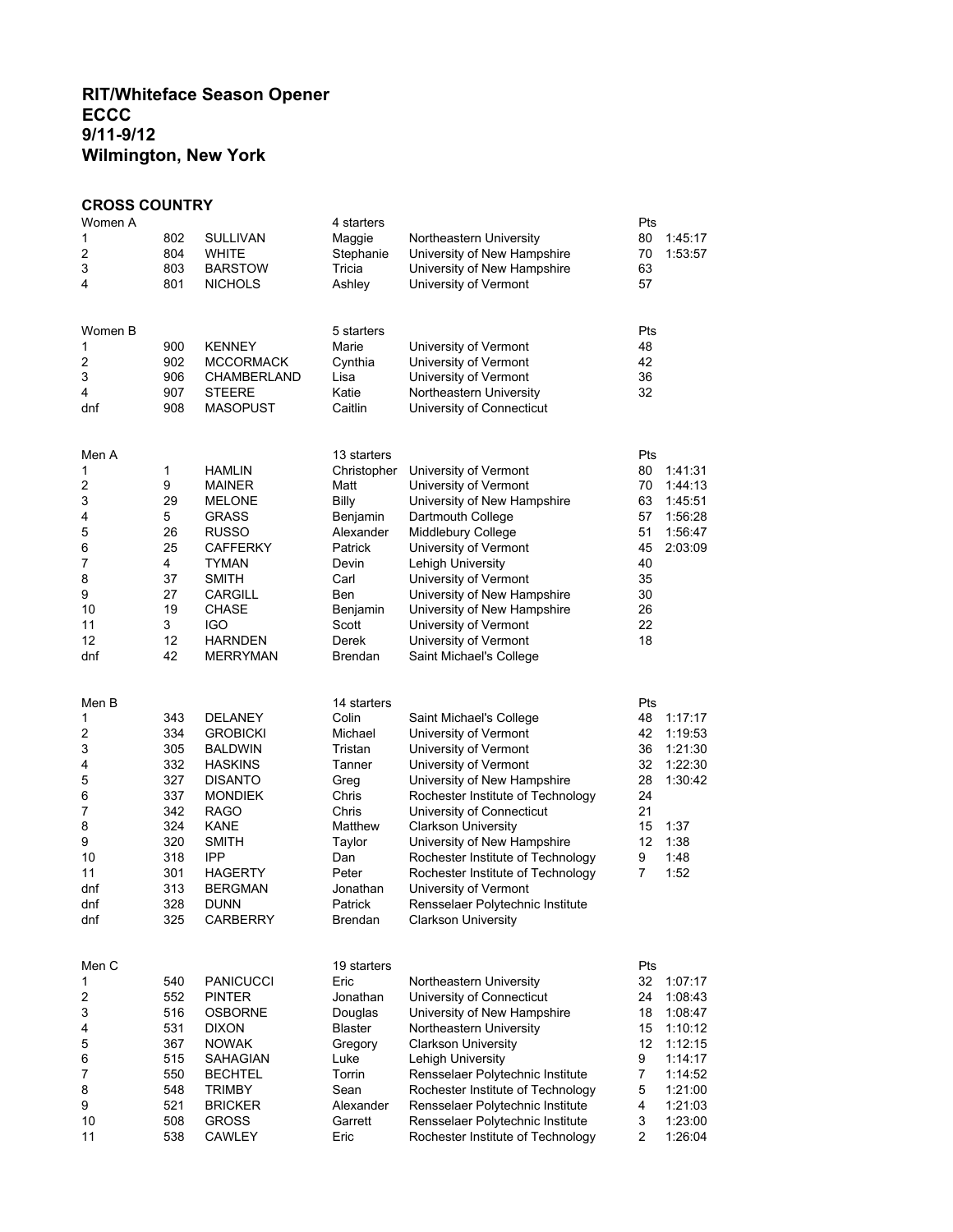# RIT/Whiteface Season Opener
# ECCC
# 9/11-9/12
# Wilmington, New York

## CROSS COUNTRY

| Women A | | | 4 starters | | Pts | |
|---|---|---|---|---|---|---|
| 1 | 802 | SULLIVAN | Maggie | Northeastern University | 80 | 1:45:17 |
| 2 | 804 | WHITE | Stephanie | University of New Hampshire | 70 | 1:53:57 |
| 3 | 803 | BARSTOW | Tricia | University of New Hampshire | 63 | |
| 4 | 801 | NICHOLS | Ashley | University of Vermont | 57 | |

| Women B | | | 5 starters | | Pts |
|---|---|---|---|---|---|
| 1 | 900 | KENNEY | Marie | University of Vermont | 48 |
| 2 | 902 | MCCORMACK | Cynthia | University of Vermont | 42 |
| 3 | 906 | CHAMBERLAND | Lisa | University of Vermont | 36 |
| 4 | 907 | STEERE | Katie | Northeastern University | 32 |
| dnf | 908 | MASOPUST | Caitlin | University of Connecticut | |

| Men A | | | 13 starters | | Pts | |
|---|---|---|---|---|---|---|
| 1 | 1 | HAMLIN | Christopher | University of Vermont | 80 | 1:41:31 |
| 2 | 9 | MAINER | Matt | University of Vermont | 70 | 1:44:13 |
| 3 | 29 | MELONE | Billy | University of New Hampshire | 63 | 1:45:51 |
| 4 | 5 | GRASS | Benjamin | Dartmouth College | 57 | 1:56:28 |
| 5 | 26 | RUSSO | Alexander | Middlebury College | 51 | 1:56:47 |
| 6 | 25 | CAFFERKY | Patrick | University of Vermont | 45 | 2:03:09 |
| 7 | 4 | TYMAN | Devin | Lehigh University | 40 | |
| 8 | 37 | SMITH | Carl | University of Vermont | 35 | |
| 9 | 27 | CARGILL | Ben | University of New Hampshire | 30 | |
| 10 | 19 | CHASE | Benjamin | University of New Hampshire | 26 | |
| 11 | 3 | IGO | Scott | University of Vermont | 22 | |
| 12 | 12 | HARNDEN | Derek | University of Vermont | 18 | |
| dnf | 42 | MERRYMAN | Brendan | Saint Michael's College | | |

| Men B | | | 14 starters | | Pts | |
|---|---|---|---|---|---|---|
| 1 | 343 | DELANEY | Colin | Saint Michael's College | 48 | 1:17:17 |
| 2 | 334 | GROBICKI | Michael | University of Vermont | 42 | 1:19:53 |
| 3 | 305 | BALDWIN | Tristan | University of Vermont | 36 | 1:21:30 |
| 4 | 332 | HASKINS | Tanner | University of Vermont | 32 | 1:22:30 |
| 5 | 327 | DISANTO | Greg | University of New Hampshire | 28 | 1:30:42 |
| 6 | 337 | MONDIEK | Chris | Rochester Institute of Technology | 24 | |
| 7 | 342 | RAGO | Chris | University of Connecticut | 21 | |
| 8 | 324 | KANE | Matthew | Clarkson University | 15 | 1:37 |
| 9 | 320 | SMITH | Taylor | University of New Hampshire | 12 | 1:38 |
| 10 | 318 | IPP | Dan | Rochester Institute of Technology | 9 | 1:48 |
| 11 | 301 | HAGERTY | Peter | Rochester Institute of Technology | 7 | 1:52 |
| dnf | 313 | BERGMAN | Jonathan | University of Vermont | | |
| dnf | 328 | DUNN | Patrick | Rensselaer Polytechnic Institute | | |
| dnf | 325 | CARBERRY | Brendan | Clarkson University | | |

| Men C | | | 19 starters | | Pts | |
|---|---|---|---|---|---|---|
| 1 | 540 | PANICUCCI | Eric | Northeastern University | 32 | 1:07:17 |
| 2 | 552 | PINTER | Jonathan | University of Connecticut | 24 | 1:08:43 |
| 3 | 516 | OSBORNE | Douglas | University of New Hampshire | 18 | 1:08:47 |
| 4 | 531 | DIXON | Blaster | Northeastern University | 15 | 1:10:12 |
| 5 | 367 | NOWAK | Gregory | Clarkson University | 12 | 1:12:15 |
| 6 | 515 | SAHAGIAN | Luke | Lehigh University | 9 | 1:14:17 |
| 7 | 550 | BECHTEL | Torrin | Rensselaer Polytechnic Institute | 7 | 1:14:52 |
| 8 | 548 | TRIMBY | Sean | Rochester Institute of Technology | 5 | 1:21:00 |
| 9 | 521 | BRICKER | Alexander | Rensselaer Polytechnic Institute | 4 | 1:21:03 |
| 10 | 508 | GROSS | Garrett | Rensselaer Polytechnic Institute | 3 | 1:23:00 |
| 11 | 538 | CAWLEY | Eric | Rochester Institute of Technology | 2 | 1:26:04 |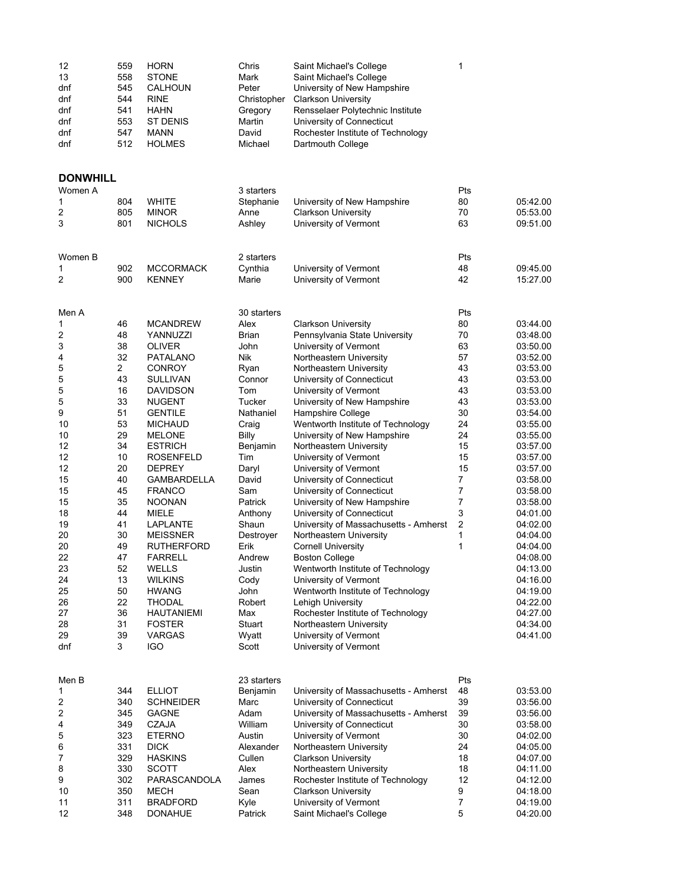| | | | | | | |
|---|---|---|---|---|---|---|
| 12 | 559 | HORN | Chris | Saint Michael's College | 1 | |
| 13 | 558 | STONE | Mark | Saint Michael's College | | |
| dnf | 545 | CALHOUN | Peter | University of New Hampshire | | |
| dnf | 544 | RINE | Christopher | Clarkson University | | |
| dnf | 541 | HAHN | Gregory | Rensselaer Polytechnic Institute | | |
| dnf | 553 | ST DENIS | Martin | University of Connecticut | | |
| dnf | 547 | MANN | David | Rochester Institute of Technology | | |
| dnf | 512 | HOLMES | Michael | Dartmouth College | | |

**DONWHILL**

| Women A | | | 3 starters | | Pts | |
|---|---|---|---|---|---|---|
| 1 | 804 | WHITE | Stephanie | University of New Hampshire | 80 | 05:42.00 |
| 2 | 805 | MINOR | Anne | Clarkson University | 70 | 05:53.00 |
| 3 | 801 | NICHOLS | Ashley | University of Vermont | 63 | 09:51.00 |

| Women B | | | 2 starters | | Pts | |
|---|---|---|---|---|---|---|
| 1 | 902 | MCCORMACK | Cynthia | University of Vermont | 48 | 09:45.00 |
| 2 | 900 | KENNEY | Marie | University of Vermont | 42 | 15:27.00 |

| Men A | | | 30 starters | | Pts | |
|---|---|---|---|---|---|---|
| 1 | 46 | MCANDREW | Alex | Clarkson University | 80 | 03:44.00 |
| 2 | 48 | YANNUZZI | Brian | Pennsylvania State University | 70 | 03:48.00 |
| 3 | 38 | OLIVER | John | University of Vermont | 63 | 03:50.00 |
| 4 | 32 | PATALANO | Nik | Northeastern University | 57 | 03:52.00 |
| 5 | 2 | CONROY | Ryan | Northeastern University | 43 | 03:53.00 |
| 5 | 43 | SULLIVAN | Connor | University of Connecticut | 43 | 03:53.00 |
| 5 | 16 | DAVIDSON | Tom | University of Vermont | 43 | 03:53.00 |
| 5 | 33 | NUGENT | Tucker | University of New Hampshire | 43 | 03:53.00 |
| 9 | 51 | GENTILE | Nathaniel | Hampshire College | 30 | 03:54.00 |
| 10 | 53 | MICHAUD | Craig | Wentworth Institute of Technology | 24 | 03:55.00 |
| 10 | 29 | MELONE | Billy | University of New Hampshire | 24 | 03:55.00 |
| 12 | 34 | ESTRICH | Benjamin | Northeastern University | 15 | 03:57.00 |
| 12 | 10 | ROSENFELD | Tim | University of Vermont | 15 | 03:57.00 |
| 12 | 20 | DEPREY | Daryl | University of Vermont | 15 | 03:57.00 |
| 15 | 40 | GAMBARDELLA | David | University of Connecticut | 7 | 03:58.00 |
| 15 | 45 | FRANCO | Sam | University of Connecticut | 7 | 03:58.00 |
| 15 | 35 | NOONAN | Patrick | University of New Hampshire | 7 | 03:58.00 |
| 18 | 44 | MIELE | Anthony | University of Connecticut | 3 | 04:01.00 |
| 19 | 41 | LAPLANTE | Shaun | University of Massachusetts - Amherst | 2 | 04:02.00 |
| 20 | 30 | MEISSNER | Destroyer | Northeastern University | 1 | 04:04.00 |
| 20 | 49 | RUTHERFORD | Erik | Cornell University | 1 | 04:04.00 |
| 22 | 47 | FARRELL | Andrew | Boston College | | 04:08.00 |
| 23 | 52 | WELLS | Justin | Wentworth Institute of Technology | | 04:13.00 |
| 24 | 13 | WILKINS | Cody | University of Vermont | | 04:16.00 |
| 25 | 50 | HWANG | John | Wentworth Institute of Technology | | 04:19.00 |
| 26 | 22 | THODAL | Robert | Lehigh University | | 04:22.00 |
| 27 | 36 | HAUTANIEMI | Max | Rochester Institute of Technology | | 04:27.00 |
| 28 | 31 | FOSTER | Stuart | Northeastern University | | 04:34.00 |
| 29 | 39 | VARGAS | Wyatt | University of Vermont | | 04:41.00 |
| dnf | 3 | IGO | Scott | University of Vermont | | |

| Men B | | | 23 starters | | Pts | |
|---|---|---|---|---|---|---|
| 1 | 344 | ELLIOT | Benjamin | University of Massachusetts - Amherst | 48 | 03:53.00 |
| 2 | 340 | SCHNEIDER | Marc | University of Connecticut | 39 | 03:56.00 |
| 2 | 345 | GAGNE | Adam | University of Massachusetts - Amherst | 39 | 03:56.00 |
| 4 | 349 | CZAJA | William | University of Connecticut | 30 | 03:58.00 |
| 5 | 323 | ETERNO | Austin | University of Vermont | 30 | 04:02.00 |
| 6 | 331 | DICK | Alexander | Northeastern University | 24 | 04:05.00 |
| 7 | 329 | HASKINS | Cullen | Clarkson University | 18 | 04:07.00 |
| 8 | 330 | SCOTT | Alex | Northeastern University | 18 | 04:11.00 |
| 9 | 302 | PARASCANDOLA | James | Rochester Institute of Technology | 12 | 04:12.00 |
| 10 | 350 | MECH | Sean | Clarkson University | 9 | 04:18.00 |
| 11 | 311 | BRADFORD | Kyle | University of Vermont | 7 | 04:19.00 |
| 12 | 348 | DONAHUE | Patrick | Saint Michael's College | 5 | 04:20.00 |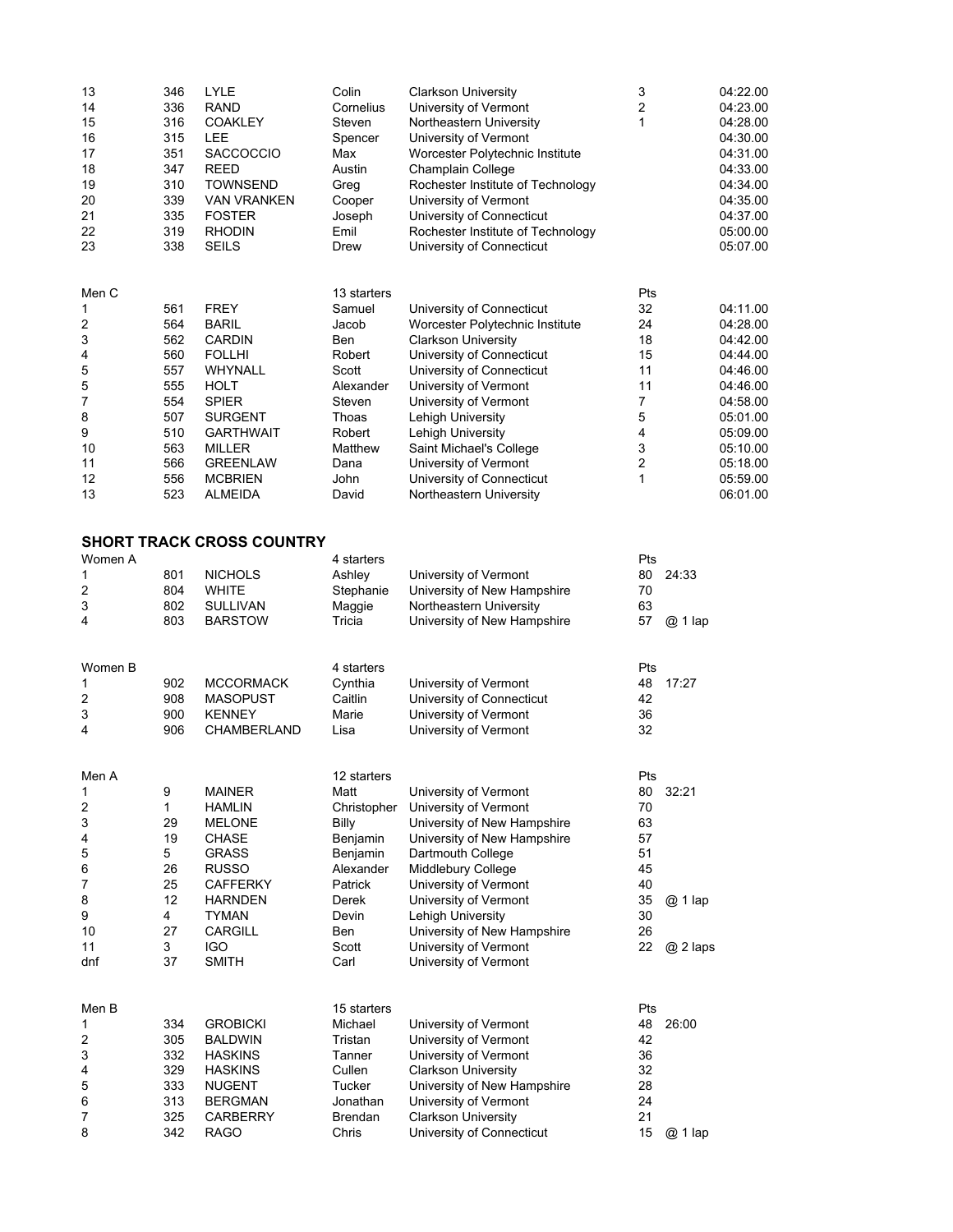| | | | | | | |
|---|---|---|---|---|---|---|
| 13 | 346 | LYLE | Colin | Clarkson University | 3 | 04:22.00 |
| 14 | 336 | RAND | Cornelius | University of Vermont | 2 | 04:23.00 |
| 15 | 316 | COAKLEY | Steven | Northeastern University | 1 | 04:28.00 |
| 16 | 315 | LEE | Spencer | University of Vermont | | 04:30.00 |
| 17 | 351 | SACCOCCIO | Max | Worcester Polytechnic Institute | | 04:31.00 |
| 18 | 347 | REED | Austin | Champlain College | | 04:33.00 |
| 19 | 310 | TOWNSEND | Greg | Rochester Institute of Technology | | 04:34.00 |
| 20 | 339 | VAN VRANKEN | Cooper | University of Vermont | | 04:35.00 |
| 21 | 335 | FOSTER | Joseph | University of Connecticut | | 04:37.00 |
| 22 | 319 | RHODIN | Emil | Rochester Institute of Technology | | 05:00.00 |
| 23 | 338 | SEILS | Drew | University of Connecticut | | 05:07.00 |

| Men C | | | 13 starters | | Pts | |
|---|---|---|---|---|---|---|
| 1 | 561 | FREY | Samuel | University of Connecticut | 32 | 04:11.00 |
| 2 | 564 | BARIL | Jacob | Worcester Polytechnic Institute | 24 | 04:28.00 |
| 3 | 562 | CARDIN | Ben | Clarkson University | 18 | 04:42.00 |
| 4 | 560 | FOLLHI | Robert | University of Connecticut | 15 | 04:44.00 |
| 5 | 557 | WHYNALL | Scott | University of Connecticut | 11 | 04:46.00 |
| 5 | 555 | HOLT | Alexander | University of Vermont | 11 | 04:46.00 |
| 7 | 554 | SPIER | Steven | University of Vermont | 7 | 04:58.00 |
| 8 | 507 | SURGENT | Thoas | Lehigh University | 5 | 05:01.00 |
| 9 | 510 | GARTHWAIT | Robert | Lehigh University | 4 | 05:09.00 |
| 10 | 563 | MILLER | Matthew | Saint Michael's College | 3 | 05:10.00 |
| 11 | 566 | GREENLAW | Dana | University of Vermont | 2 | 05:18.00 |
| 12 | 556 | MCBRIEN | John | University of Connecticut | 1 | 05:59.00 |
| 13 | 523 | ALMEIDA | David | Northeastern University | | 06:01.00 |

## SHORT TRACK CROSS COUNTRY

| Women A | | | 4 starters | | Pts | |
|---|---|---|---|---|---|---|
| 1 | 801 | NICHOLS | Ashley | University of Vermont | 80 | 24:33 |
| 2 | 804 | WHITE | Stephanie | University of New Hampshire | 70 | |
| 3 | 802 | SULLIVAN | Maggie | Northeastern University | 63 | |
| 4 | 803 | BARSTOW | Tricia | University of New Hampshire | 57 | @ 1 lap |

| Women B | | | 4 starters | | Pts | |
|---|---|---|---|---|---|---|
| 1 | 902 | MCCORMACK | Cynthia | University of Vermont | 48 | 17:27 |
| 2 | 908 | MASOPUST | Caitlin | University of Connecticut | 42 | |
| 3 | 900 | KENNEY | Marie | University of Vermont | 36 | |
| 4 | 906 | CHAMBERLAND | Lisa | University of Vermont | 32 | |

| Men A | | | 12 starters | | Pts | |
|---|---|---|---|---|---|---|
| 1 | 9 | MAINER | Matt | University of Vermont | 80 | 32:21 |
| 2 | 1 | HAMLIN | Christopher | University of Vermont | 70 | |
| 3 | 29 | MELONE | Billy | University of New Hampshire | 63 | |
| 4 | 19 | CHASE | Benjamin | University of New Hampshire | 57 | |
| 5 | 5 | GRASS | Benjamin | Dartmouth College | 51 | |
| 6 | 26 | RUSSO | Alexander | Middlebury College | 45 | |
| 7 | 25 | CAFFERKY | Patrick | University of Vermont | 40 | |
| 8 | 12 | HARNDEN | Derek | University of Vermont | 35 | @ 1 lap |
| 9 | 4 | TYMAN | Devin | Lehigh University | 30 | |
| 10 | 27 | CARGILL | Ben | University of New Hampshire | 26 | |
| 11 | 3 | IGO | Scott | University of Vermont | 22 | @ 2 laps |
| dnf | 37 | SMITH | Carl | University of Vermont | | |

| Men B | | | 15 starters | | Pts | |
|---|---|---|---|---|---|---|
| 1 | 334 | GROBICKI | Michael | University of Vermont | 48 | 26:00 |
| 2 | 305 | BALDWIN | Tristan | University of Vermont | 42 | |
| 3 | 332 | HASKINS | Tanner | University of Vermont | 36 | |
| 4 | 329 | HASKINS | Cullen | Clarkson University | 32 | |
| 5 | 333 | NUGENT | Tucker | University of New Hampshire | 28 | |
| 6 | 313 | BERGMAN | Jonathan | University of Vermont | 24 | |
| 7 | 325 | CARBERRY | Brendan | Clarkson University | 21 | |
| 8 | 342 | RAGO | Chris | University of Connecticut | 15 | @ 1 lap |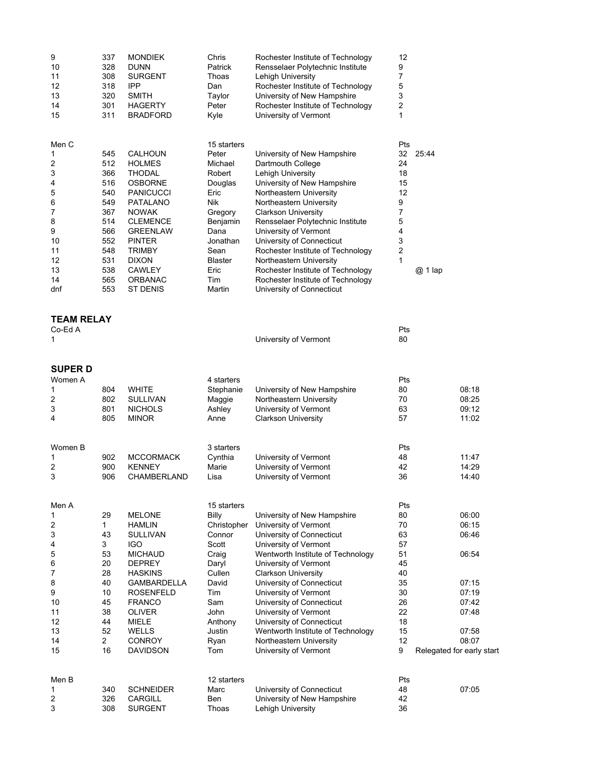| | | | | | | |
|---|---|---|---|---|---|---|
| 9 | 337 | MONDIEK | Chris | Rochester Institute of Technology | 12 | |
| 10 | 328 | DUNN | Patrick | Rensselaer Polytechnic Institute | 9 | |
| 11 | 308 | SURGENT | Thoas | Lehigh University | 7 | |
| 12 | 318 | IPP | Dan | Rochester Institute of Technology | 5 | |
| 13 | 320 | SMITH | Taylor | University of New Hampshire | 3 | |
| 14 | 301 | HAGERTY | Peter | Rochester Institute of Technology | 2 | |
| 15 | 311 | BRADFORD | Kyle | University of Vermont | 1 | |

| Men C | | | 15 starters | | Pts | |
|---|---|---|---|---|---|---|
| 1 | 545 | CALHOUN | Peter | University of New Hampshire | 32 | 25:44 |
| 2 | 512 | HOLMES | Michael | Dartmouth College | 24 | |
| 3 | 366 | THODAL | Robert | Lehigh University | 18 | |
| 4 | 516 | OSBORNE | Douglas | University of New Hampshire | 15 | |
| 5 | 540 | PANICUCCI | Eric | Northeastern University | 12 | |
| 6 | 549 | PATALANO | Nik | Northeastern University | 9 | |
| 7 | 367 | NOWAK | Gregory | Clarkson University | 7 | |
| 8 | 514 | CLEMENCE | Benjamin | Rensselaer Polytechnic Institute | 5 | |
| 9 | 566 | GREENLAW | Dana | University of Vermont | 4 | |
| 10 | 552 | PINTER | Jonathan | University of Connecticut | 3 | |
| 11 | 548 | TRIMBY | Sean | Rochester Institute of Technology | 2 | |
| 12 | 531 | DIXON | Blaster | Northeastern University | 1 | |
| 13 | 538 | CAWLEY | Eric | Rochester Institute of Technology | | @ 1 lap |
| 14 | 565 | ORBANAC | Tim | Rochester Institute of Technology | | |
| dnf | 553 | ST DENIS | Martin | University of Connecticut | | |

## TEAM RELAY

| Co-Ed A | | Pts |
|---|---|---|
| 1 | University of Vermont | 80 |

## SUPER D

| Women A | | | 4 starters | | Pts | |
|---|---|---|---|---|---|---|
| 1 | 804 | WHITE | Stephanie | University of New Hampshire | 80 | 08:18 |
| 2 | 802 | SULLIVAN | Maggie | Northeastern University | 70 | 08:25 |
| 3 | 801 | NICHOLS | Ashley | University of Vermont | 63 | 09:12 |
| 4 | 805 | MINOR | Anne | Clarkson University | 57 | 11:02 |

| Women B | | | 3 starters | | Pts | |
|---|---|---|---|---|---|---|
| 1 | 902 | MCCORMACK | Cynthia | University of Vermont | 48 | 11:47 |
| 2 | 900 | KENNEY | Marie | University of Vermont | 42 | 14:29 |
| 3 | 906 | CHAMBERLAND | Lisa | University of Vermont | 36 | 14:40 |

| Men A | | | 15 starters | | Pts | |
|---|---|---|---|---|---|---|
| 1 | 29 | MELONE | Billy | University of New Hampshire | 80 | 06:00 |
| 2 | 1 | HAMLIN | Christopher | University of Vermont | 70 | 06:15 |
| 3 | 43 | SULLIVAN | Connor | University of Connecticut | 63 | 06:46 |
| 4 | 3 | IGO | Scott | University of Vermont | 57 | |
| 5 | 53 | MICHAUD | Craig | Wentworth Institute of Technology | 51 | 06:54 |
| 6 | 20 | DEPREY | Daryl | University of Vermont | 45 | |
| 7 | 28 | HASKINS | Cullen | Clarkson University | 40 | |
| 8 | 40 | GAMBARDELLA | David | University of Connecticut | 35 | 07:15 |
| 9 | 10 | ROSENFELD | Tim | University of Vermont | 30 | 07:19 |
| 10 | 45 | FRANCO | Sam | University of Connecticut | 26 | 07:42 |
| 11 | 38 | OLIVER | John | University of Vermont | 22 | 07:48 |
| 12 | 44 | MIELE | Anthony | University of Connecticut | 18 | |
| 13 | 52 | WELLS | Justin | Wentworth Institute of Technology | 15 | 07:58 |
| 14 | 2 | CONROY | Ryan | Northeastern University | 12 | 08:07 |
| 15 | 16 | DAVIDSON | Tom | University of Vermont | 9 | Relegated for early start |

| Men B | | | 12 starters | | Pts | |
|---|---|---|---|---|---|---|
| 1 | 340 | SCHNEIDER | Marc | University of Connecticut | 48 | 07:05 |
| 2 | 326 | CARGILL | Ben | University of New Hampshire | 42 | |
| 3 | 308 | SURGENT | Thoas | Lehigh University | 36 | |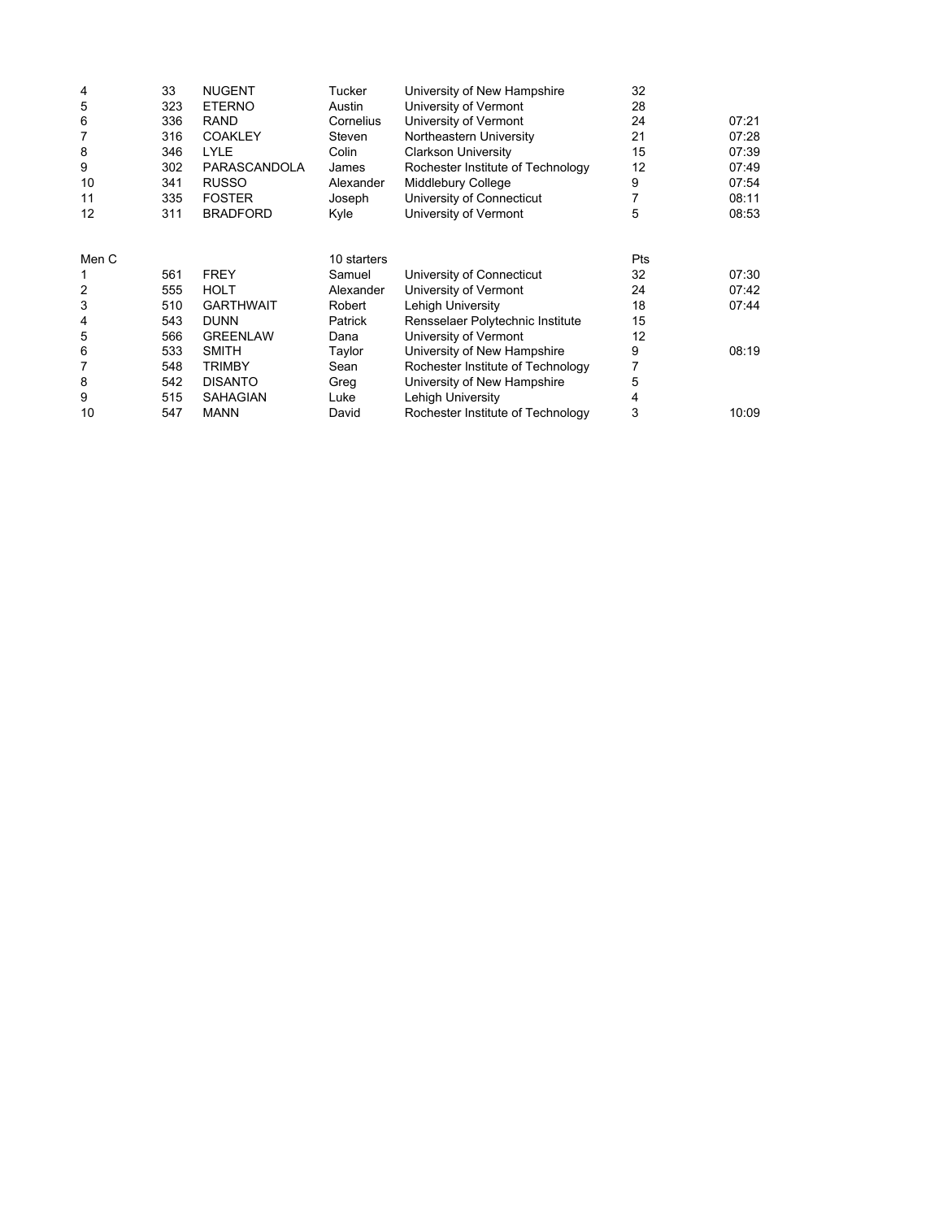| | | | | | | |
|---|---|---|---|---|---|---|
| 4 | 33 | NUGENT | Tucker | University of New Hampshire | 32 | |
| 5 | 323 | ETERNO | Austin | University of Vermont | 28 | |
| 6 | 336 | RAND | Cornelius | University of Vermont | 24 | 07:21 |
| 7 | 316 | COAKLEY | Steven | Northeastern University | 21 | 07:28 |
| 8 | 346 | LYLE | Colin | Clarkson University | 15 | 07:39 |
| 9 | 302 | PARASCANDOLA | James | Rochester Institute of Technology | 12 | 07:49 |
| 10 | 341 | RUSSO | Alexander | Middlebury College | 9 | 07:54 |
| 11 | 335 | FOSTER | Joseph | University of Connecticut | 7 | 08:11 |
| 12 | 311 | BRADFORD | Kyle | University of Vermont | 5 | 08:53 |

| Men C | | | 10 starters | | Pts | |
|---|---|---|---|---|---|---|
| 1 | 561 | FREY | Samuel | University of Connecticut | 32 | 07:30 |
| 2 | 555 | HOLT | Alexander | University of Vermont | 24 | 07:42 |
| 3 | 510 | GARTHWAIT | Robert | Lehigh University | 18 | 07:44 |
| 4 | 543 | DUNN | Patrick | Rensselaer Polytechnic Institute | 15 | |
| 5 | 566 | GREENLAW | Dana | University of Vermont | 12 | |
| 6 | 533 | SMITH | Taylor | University of New Hampshire | 9 | 08:19 |
| 7 | 548 | TRIMBY | Sean | Rochester Institute of Technology | 7 | |
| 8 | 542 | DISANTO | Greg | University of New Hampshire | 5 | |
| 9 | 515 | SAHAGIAN | Luke | Lehigh University | 4 | |
| 10 | 547 | MANN | David | Rochester Institute of Technology | 3 | 10:09 |